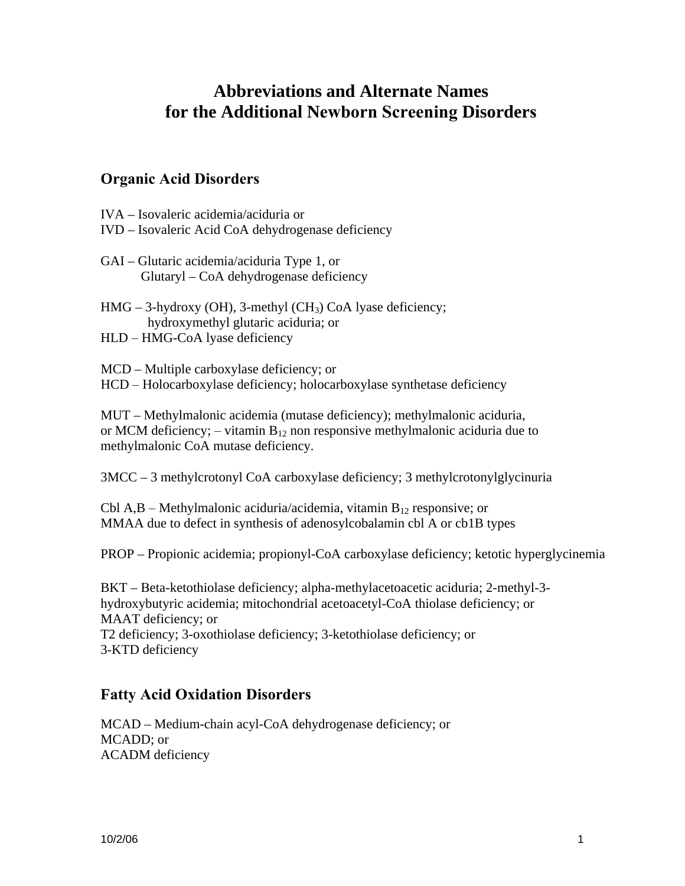# Abbreviations and Alternate Names for the Additional Newborn Screening Disorders

## Organic Acid Disorders

IVA – Isovaleric acidemia/aciduria or
IVD – Isovaleric Acid CoA dehydrogenase deficiency

GAI – Glutaric acidemia/aciduria Type 1, or
Glutaryl – CoA dehydrogenase deficiency

HMG – 3-hydroxy (OH), 3-methyl ($CH_3$) CoA lyase deficiency;
hydroxymethyl glutaric aciduria; or
HLD – HMG-CoA lyase deficiency

MCD – Multiple carboxylase deficiency; or
HCD – Holocarboxylase deficiency; holocarboxylase synthetase deficiency

MUT – Methylmalonic acidemia (mutase deficiency); methylmalonic aciduria, or MCM deficiency; – vitamin $B_{12}$ non responsive methylmalonic aciduria due to methylmalonic CoA mutase deficiency.

3MCC – 3 methylcrotonyl CoA carboxylase deficiency; 3 methylcrotonylglycinuria

Cbl A,B – Methylmalonic aciduria/acidemia, vitamin $B_{12}$ responsive; or
MMAA due to defect in synthesis of adenosylcobalamin cbl A or cb1B types

PROP – Propionic acidemia; propionyl-CoA carboxylase deficiency; ketotic hyperglycinemia

BKT – Beta-ketothiolase deficiency; alpha-methylacetoacetic aciduria; 2-methyl-3-hydroxybutyric acidemia; mitochondrial acetoacetyl-CoA thiolase deficiency; or
MAAT deficiency; or
T2 deficiency; 3-oxothiolase deficiency; 3-ketothiolase deficiency; or
3-KTD deficiency

## Fatty Acid Oxidation Disorders

MCAD – Medium-chain acyl-CoA dehydrogenase deficiency; or
MCADD; or
ACADM deficiency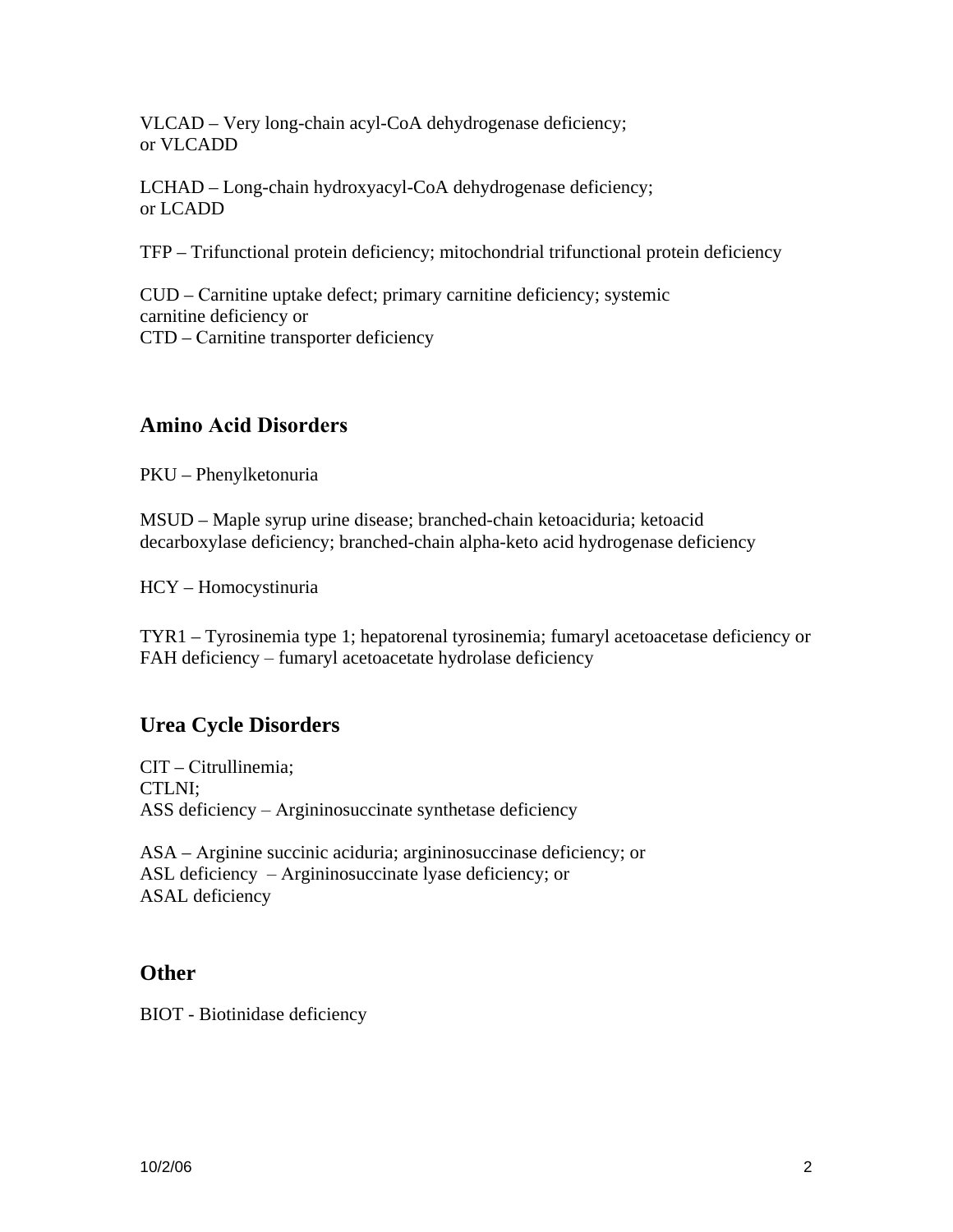VLCAD – Very long-chain acyl-CoA dehydrogenase deficiency;
or VLCADD

LCHAD – Long-chain hydroxyacyl-CoA dehydrogenase deficiency;
or LCADD

TFP – Trifunctional protein deficiency; mitochondrial trifunctional protein deficiency

CUD – Carnitine uptake defect; primary carnitine deficiency; systemic
carnitine deficiency or
CTD – Carnitine transporter deficiency

## Amino Acid Disorders

PKU – Phenylketonuria

MSUD – Maple syrup urine disease; branched-chain ketoaciduria; ketoacid
decarboxylase deficiency; branched-chain alpha-keto acid hydrogenase deficiency

HCY – Homocystinuria

TYR1 – Tyrosinemia type 1; hepatorenal tyrosinemia; fumaryl acetoacetase deficiency or
FAH deficiency – fumaryl acetoacetate hydrolase deficiency

## Urea Cycle Disorders

CIT – Citrullinemia;
CTLNI;
ASS deficiency – Argininosuccinate synthetase deficiency

ASA – Arginine succinic aciduria; argininosuccinase deficiency; or
ASL deficiency – Argininosuccinate lyase deficiency; or
ASAL deficiency

## Other

BIOT - Biotinidase deficiency

10/2/06